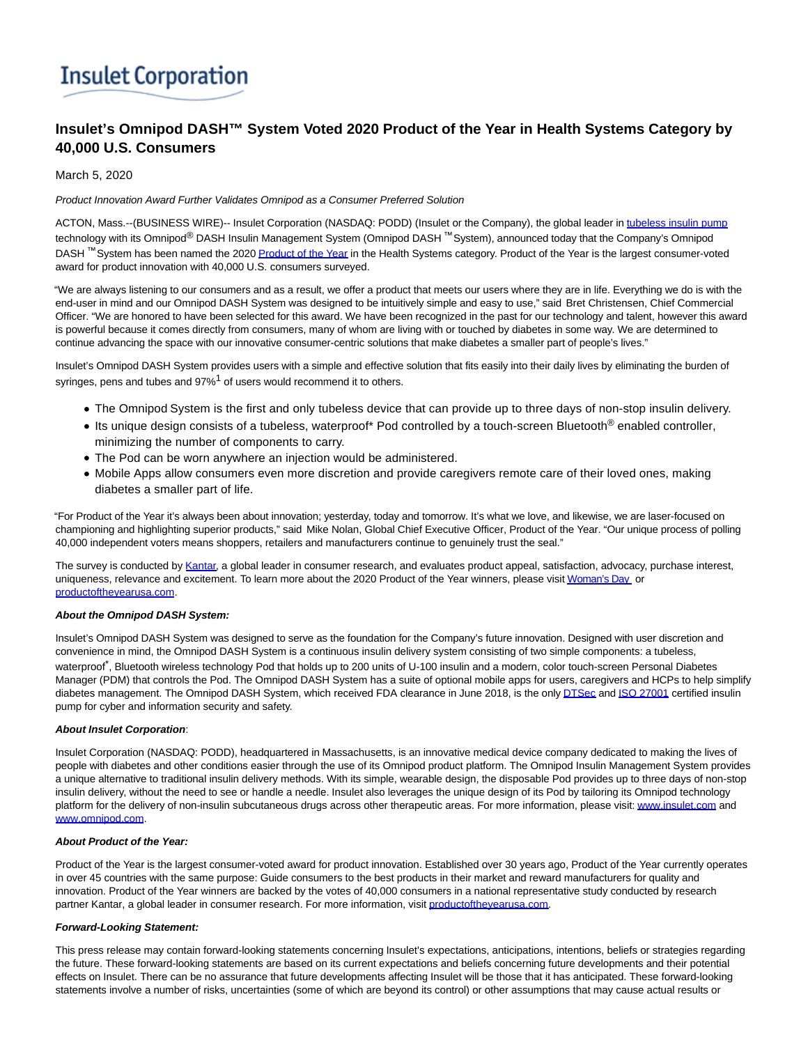# Insulet Corporation

## Insulet's Omnipod DASH™ System Voted 2020 Product of the Year in Health Systems Category by 40,000 U.S. Consumers

March 5, 2020

*Product Innovation Award Further Validates Omnipod as a Consumer Preferred Solution*

ACTON, Mass.--(BUSINESS WIRE)-- Insulet Corporation (NASDAQ: PODD) (Insulet or the Company), the global leader in tubeless insulin pump technology with its Omnipod® DASH Insulin Management System (Omnipod DASH ™ System), announced today that the Company's Omnipod DASH ™ System has been named the 2020 Product of the Year in the Health Systems category. Product of the Year is the largest consumer-voted award for product innovation with 40,000 U.S. consumers surveyed.

"We are always listening to our consumers and as a result, we offer a product that meets our users where they are in life. Everything we do is with the end-user in mind and our Omnipod DASH System was designed to be intuitively simple and easy to use," said Bret Christensen, Chief Commercial Officer. "We are honored to have been selected for this award. We have been recognized in the past for our technology and talent, however this award is powerful because it comes directly from consumers, many of whom are living with or touched by diabetes in some way. We are determined to continue advancing the space with our innovative consumer-centric solutions that make diabetes a smaller part of people's lives."

Insulet's Omnipod DASH System provides users with a simple and effective solution that fits easily into their daily lives by eliminating the burden of syringes, pens and tubes and 97%[1] of users would recommend it to others.

- The Omnipod System is the first and only tubeless device that can provide up to three days of non-stop insulin delivery.
- Its unique design consists of a tubeless, waterproof* Pod controlled by a touch-screen Bluetooth® enabled controller, minimizing the number of components to carry.
- The Pod can be worn anywhere an injection would be administered.
- Mobile Apps allow consumers even more discretion and provide caregivers remote care of their loved ones, making diabetes a smaller part of life.

"For Product of the Year it's always been about innovation; yesterday, today and tomorrow. It's what we love, and likewise, we are laser-focused on championing and highlighting superior products," said Mike Nolan, Global Chief Executive Officer, Product of the Year. "Our unique process of polling 40,000 independent voters means shoppers, retailers and manufacturers continue to genuinely trust the seal."

The survey is conducted by Kantar, a global leader in consumer research, and evaluates product appeal, satisfaction, advocacy, purchase interest, uniqueness, relevance and excitement. To learn more about the 2020 Product of the Year winners, please visit Woman's Day or productoftheyearusa.com.

***About the Omnipod DASH System:***

Insulet's Omnipod DASH System was designed to serve as the foundation for the Company's future innovation. Designed with user discretion and convenience in mind, the Omnipod DASH System is a continuous insulin delivery system consisting of two simple components: a tubeless, waterproof*, Bluetooth wireless technology Pod that holds up to 200 units of U-100 insulin and a modern, color touch-screen Personal Diabetes Manager (PDM) that controls the Pod. The Omnipod DASH System has a suite of optional mobile apps for users, caregivers and HCPs to help simplify diabetes management. The Omnipod DASH System, which received FDA clearance in June 2018, is the only DTSec and ISO 27001 certified insulin pump for cyber and information security and safety.

***About Insulet Corporation***:

Insulet Corporation (NASDAQ: PODD), headquartered in Massachusetts, is an innovative medical device company dedicated to making the lives of people with diabetes and other conditions easier through the use of its Omnipod product platform. The Omnipod Insulin Management System provides a unique alternative to traditional insulin delivery methods. With its simple, wearable design, the disposable Pod provides up to three days of non-stop insulin delivery, without the need to see or handle a needle. Insulet also leverages the unique design of its Pod by tailoring its Omnipod technology platform for the delivery of non-insulin subcutaneous drugs across other therapeutic areas. For more information, please visit: www.insulet.com and www.omnipod.com.

***About Product of the Year:***

Product of the Year is the largest consumer-voted award for product innovation. Established over 30 years ago, Product of the Year currently operates in over 45 countries with the same purpose: Guide consumers to the best products in their market and reward manufacturers for quality and innovation. Product of the Year winners are backed by the votes of 40,000 consumers in a national representative study conducted by research partner Kantar, a global leader in consumer research. For more information, visit productoftheyearusa.com.

***Forward-Looking Statement:***

This press release may contain forward-looking statements concerning Insulet's expectations, anticipations, intentions, beliefs or strategies regarding the future. These forward-looking statements are based on its current expectations and beliefs concerning future developments and their potential effects on Insulet. There can be no assurance that future developments affecting Insulet will be those that it has anticipated. These forward-looking statements involve a number of risks, uncertainties (some of which are beyond its control) or other assumptions that may cause actual results or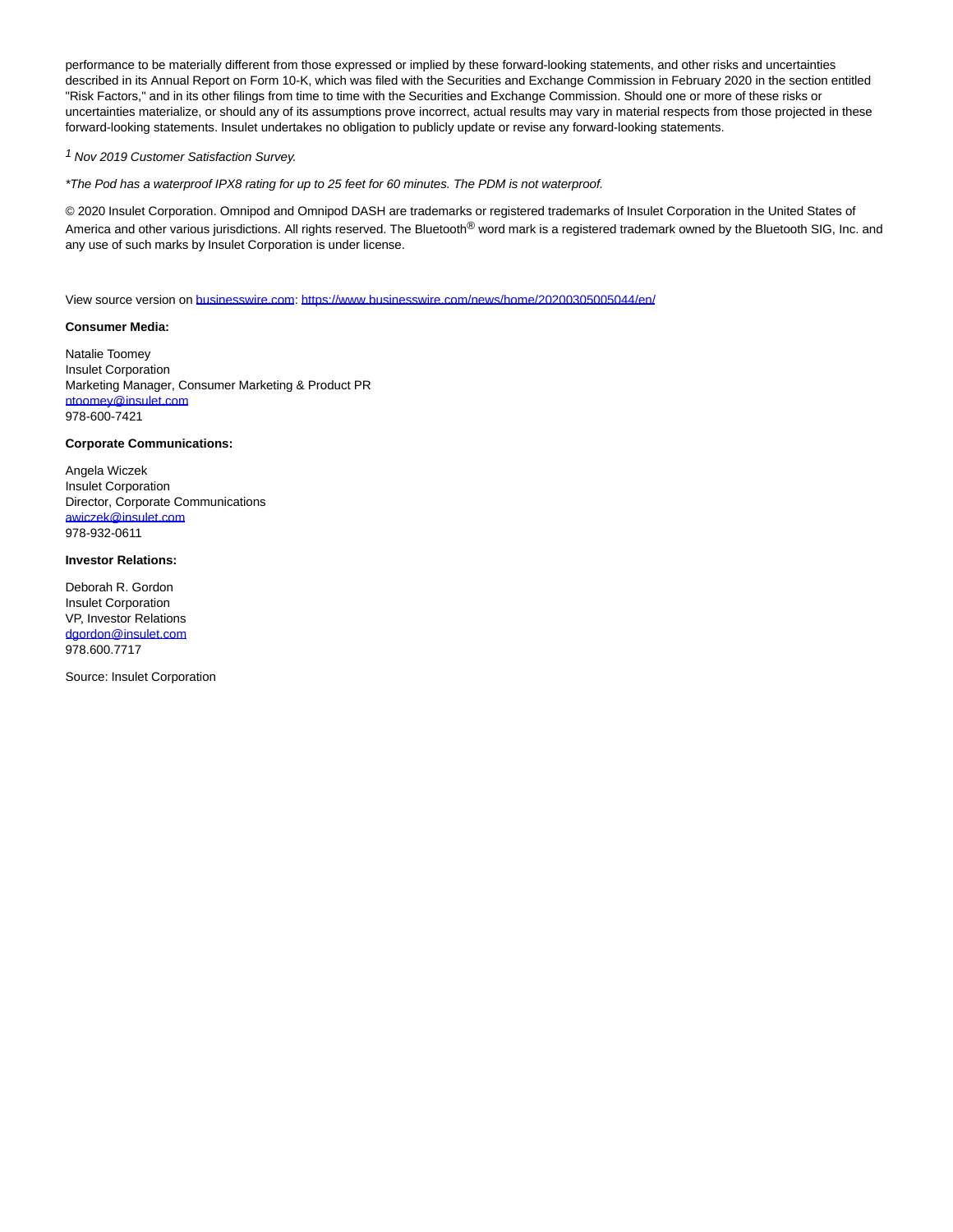performance to be materially different from those expressed or implied by these forward-looking statements, and other risks and uncertainties described in its Annual Report on Form 10-K, which was filed with the Securities and Exchange Commission in February 2020 in the section entitled "Risk Factors," and in its other filings from time to time with the Securities and Exchange Commission. Should one or more of these risks or uncertainties materialize, or should any of its assumptions prove incorrect, actual results may vary in material respects from those projected in these forward-looking statements. Insulet undertakes no obligation to publicly update or revise any forward-looking statements.

[1] *Nov 2019 Customer Satisfaction Survey.*

**The Pod has a waterproof IPX8 rating for up to 25 feet for 60 minutes. The PDM is not waterproof.*

© 2020 Insulet Corporation. Omnipod and Omnipod DASH are trademarks or registered trademarks of Insulet Corporation in the United States of America and other various jurisdictions. All rights reserved. The Bluetooth® word mark is a registered trademark owned by the Bluetooth SIG, Inc. and any use of such marks by Insulet Corporation is under license.

View source version on businesswire.com: https://www.businesswire.com/news/home/20200305005044/en/

**Consumer Media:**

Natalie Toomey
Insulet Corporation
Marketing Manager, Consumer Marketing & Product PR
ntoomey@insulet.com
978-600-7421

**Corporate Communications:**

Angela Wiczek
Insulet Corporation
Director, Corporate Communications
awiczek@insulet.com
978-932-0611

**Investor Relations:**

Deborah R. Gordon
Insulet Corporation
VP, Investor Relations
dgordon@insulet.com
978.600.7717

Source: Insulet Corporation